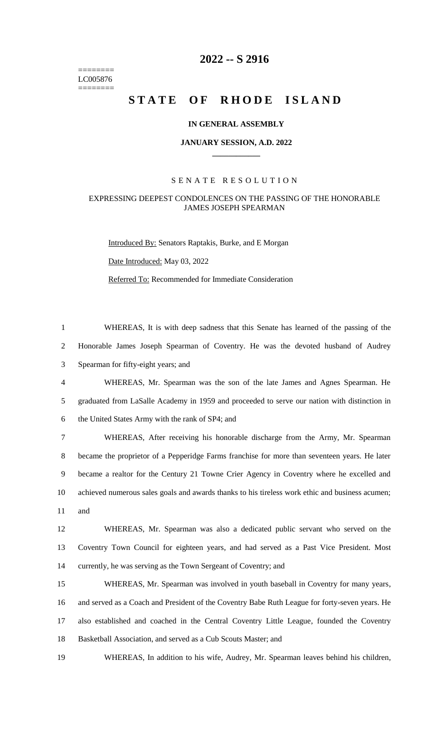# 2022 -- S 2916

========
LC005876
========

# STATE OF RHODE ISLAND

**IN GENERAL ASSEMBLY**

**JANUARY SESSION, A.D. 2022**

____________

SENATE RESOLUTION

EXPRESSING DEEPEST CONDOLENCES ON THE PASSING OF THE HONORABLE JAMES JOSEPH SPEARMAN

Introduced By: Senators Raptakis, Burke, and E Morgan

Date Introduced: May 03, 2022

Referred To: Recommended for Immediate Consideration

WHEREAS, It is with deep sadness that this Senate has learned of the passing of the Honorable James Joseph Spearman of Coventry. He was the devoted husband of Audrey Spearman for fifty-eight years; and

WHEREAS, Mr. Spearman was the son of the late James and Agnes Spearman. He graduated from LaSalle Academy in 1959 and proceeded to serve our nation with distinction in the United States Army with the rank of SP4; and

WHEREAS, After receiving his honorable discharge from the Army, Mr. Spearman became the proprietor of a Pepperidge Farms franchise for more than seventeen years. He later became a realtor for the Century 21 Towne Crier Agency in Coventry where he excelled and achieved numerous sales goals and awards thanks to his tireless work ethic and business acumen; and

WHEREAS, Mr. Spearman was also a dedicated public servant who served on the Coventry Town Council for eighteen years, and had served as a Past Vice President. Most currently, he was serving as the Town Sergeant of Coventry; and

WHEREAS, Mr. Spearman was involved in youth baseball in Coventry for many years, and served as a Coach and President of the Coventry Babe Ruth League for forty-seven years. He also established and coached in the Central Coventry Little League, founded the Coventry Basketball Association, and served as a Cub Scouts Master; and

WHEREAS, In addition to his wife, Audrey, Mr. Spearman leaves behind his children,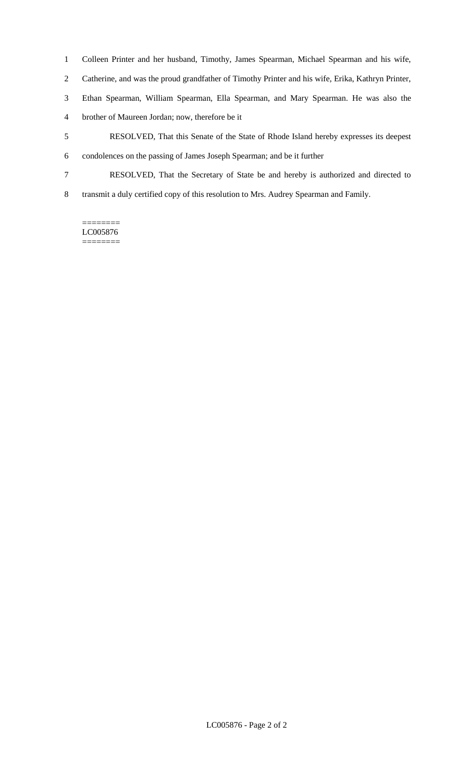Colleen Printer and her husband, Timothy, James Spearman, Michael Spearman and his wife, Catherine, and was the proud grandfather of Timothy Printer and his wife, Erika, Kathryn Printer, Ethan Spearman, William Spearman, Ella Spearman, and Mary Spearman. He was also the brother of Maureen Jordan; now, therefore be it

RESOLVED, That this Senate of the State of Rhode Island hereby expresses its deepest condolences on the passing of James Joseph Spearman; and be it further

RESOLVED, That the Secretary of State be and hereby is authorized and directed to transmit a duly certified copy of this resolution to Mrs. Audrey Spearman and Family.

========
LC005876
========